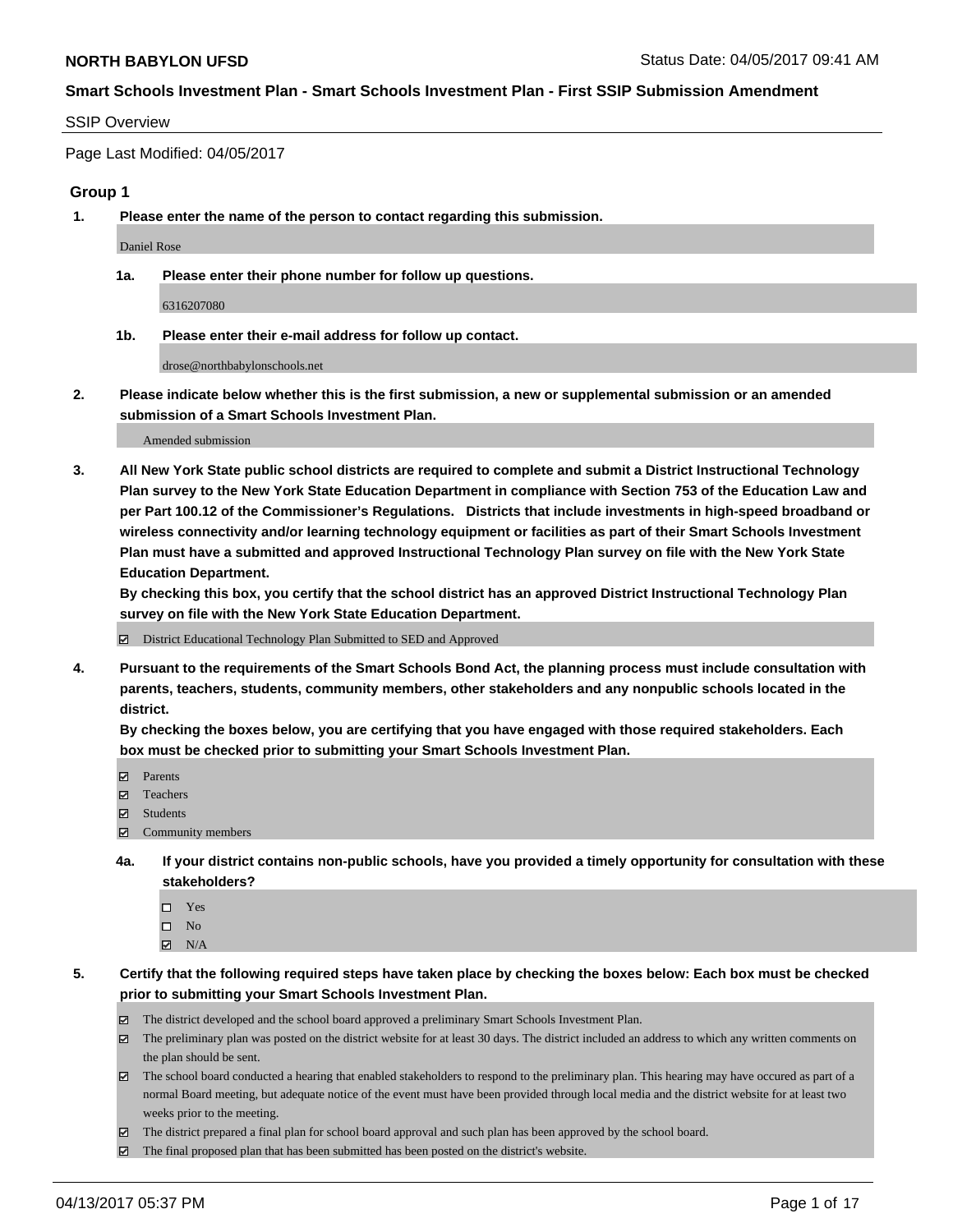**NORTH BABYLON UFSD**

Status Date: 04/05/2017 09:41 AM

**Smart Schools Investment Plan - Smart Schools Investment Plan - First SSIP Submission Amendment**

SSIP Overview

Page Last Modified: 04/05/2017

### Group 1

**1. Please enter the name of the person to contact regarding this submission.**

Daniel Rose

**1a. Please enter their phone number for follow up questions.**

6316207080

**1b. Please enter their e-mail address for follow up contact.**

drose@northbabylonschools.net

**2. Please indicate below whether this is the first submission, a new or supplemental submission or an amended submission of a Smart Schools Investment Plan.**

Amended submission

**3. All New York State public school districts are required to complete and submit a District Instructional Technology Plan survey to the New York State Education Department in compliance with Section 753 of the Education Law and per Part 100.12 of the Commissioner's Regulations. Districts that include investments in high-speed broadband or wireless connectivity and/or learning technology equipment or facilities as part of their Smart Schools Investment Plan must have a submitted and approved Instructional Technology Plan survey on file with the New York State Education Department.**
**By checking this box, you certify that the school district has an approved District Instructional Technology Plan survey on file with the New York State Education Department.**

☑ District Educational Technology Plan Submitted to SED and Approved

**4. Pursuant to the requirements of the Smart Schools Bond Act, the planning process must include consultation with parents, teachers, students, community members, other stakeholders and any nonpublic schools located in the district.**
**By checking the boxes below, you are certifying that you have engaged with those required stakeholders. Each box must be checked prior to submitting your Smart Schools Investment Plan.**

☑ Parents
☑ Teachers
☑ Students
☑ Community members

**4a. If your district contains non-public schools, have you provided a timely opportunity for consultation with these stakeholders?**

☐ Yes
☐ No
☑ N/A

**5. Certify that the following required steps have taken place by checking the boxes below: Each box must be checked prior to submitting your Smart Schools Investment Plan.**

☑ The district developed and the school board approved a preliminary Smart Schools Investment Plan.
☑ The preliminary plan was posted on the district website for at least 30 days. The district included an address to which any written comments on the plan should be sent.
☑ The school board conducted a hearing that enabled stakeholders to respond to the preliminary plan. This hearing may have occured as part of a normal Board meeting, but adequate notice of the event must have been provided through local media and the district website for at least two weeks prior to the meeting.
☑ The district prepared a final plan for school board approval and such plan has been approved by the school board.
☑ The final proposed plan that has been submitted has been posted on the district's website.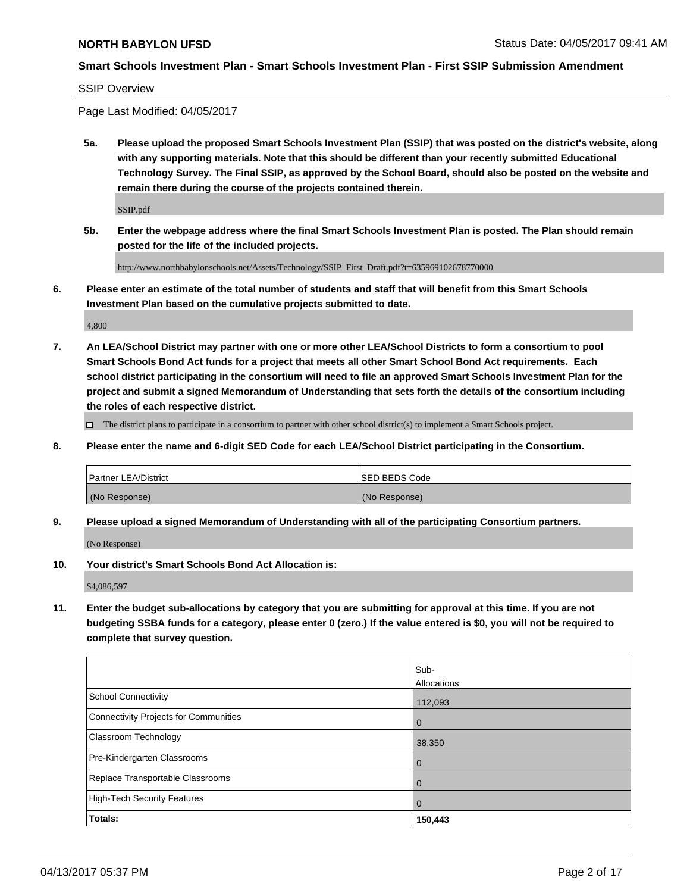**NORTH BABYLON UFSD** Status Date: 04/05/2017 09:41 AM

**Smart Schools Investment Plan - Smart Schools Investment Plan - First SSIP Submission Amendment**

SSIP Overview

Page Last Modified: 04/05/2017

**5a. Please upload the proposed Smart Schools Investment Plan (SSIP) that was posted on the district's website, along with any supporting materials. Note that this should be different than your recently submitted Educational Technology Survey. The Final SSIP, as approved by the School Board, should also be posted on the website and remain there during the course of the projects contained therein.**

SSIP.pdf

**5b. Enter the webpage address where the final Smart Schools Investment Plan is posted. The Plan should remain posted for the life of the included projects.**

http://www.northbabylonschools.net/Assets/Technology/SSIP_First_Draft.pdf?t=635969102678770000

**6. Please enter an estimate of the total number of students and staff that will benefit from this Smart Schools Investment Plan based on the cumulative projects submitted to date.**

4,800

**7. An LEA/School District may partner with one or more other LEA/School Districts to form a consortium to pool Smart Schools Bond Act funds for a project that meets all other Smart School Bond Act requirements. Each school district participating in the consortium will need to file an approved Smart Schools Investment Plan for the project and submit a signed Memorandum of Understanding that sets forth the details of the consortium including the roles of each respective district.**

☐ The district plans to participate in a consortium to partner with other school district(s) to implement a Smart Schools project.

**8. Please enter the name and 6-digit SED Code for each LEA/School District participating in the Consortium.**

| Partner LEA/District | SED BEDS Code |
|---|---|
| (No Response) | (No Response) |

**9. Please upload a signed Memorandum of Understanding with all of the participating Consortium partners.**

(No Response)

**10. Your district's Smart Schools Bond Act Allocation is:**

$4,086,597

**11. Enter the budget sub-allocations by category that you are submitting for approval at this time. If you are not budgeting SSBA funds for a category, please enter 0 (zero.) If the value entered is $0, you will not be required to complete that survey question.**

| | Sub-Allocations |
|---|---|
| School Connectivity | 112,093 |
| Connectivity Projects for Communities | 0 |
| Classroom Technology | 38,350 |
| Pre-Kindergarten Classrooms | 0 |
| Replace Transportable Classrooms | 0 |
| High-Tech Security Features | 0 |
| **Totals:** | **150,443** |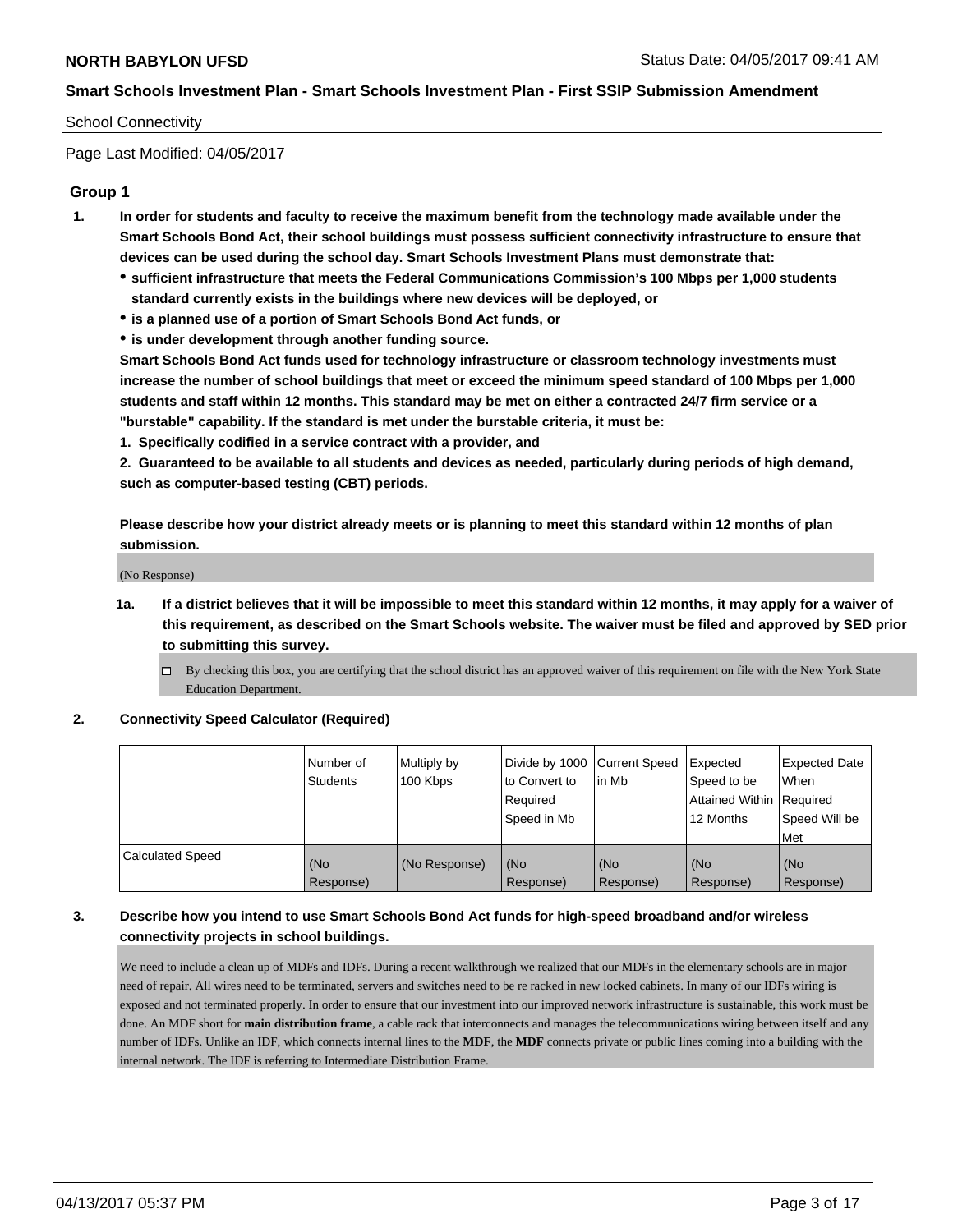School Connectivity

Page Last Modified: 04/05/2017

## Group 1

**1. In order for students and faculty to receive the maximum benefit from the technology made available under the Smart Schools Bond Act, their school buildings must possess sufficient connectivity infrastructure to ensure that devices can be used during the school day. Smart Schools Investment Plans must demonstrate that:**

- **sufficient infrastructure that meets the Federal Communications Commission's 100 Mbps per 1,000 students standard currently exists in the buildings where new devices will be deployed, or**
- **is a planned use of a portion of Smart Schools Bond Act funds, or**
- **is under development through another funding source.**

**Smart Schools Bond Act funds used for technology infrastructure or classroom technology investments must increase the number of school buildings that meet or exceed the minimum speed standard of 100 Mbps per 1,000 students and staff within 12 months. This standard may be met on either a contracted 24/7 firm service or a "burstable" capability. If the standard is met under the burstable criteria, it must be:**

**1. Specifically codified in a service contract with a provider, and**

**2. Guaranteed to be available to all students and devices as needed, particularly during periods of high demand, such as computer-based testing (CBT) periods.**

**Please describe how your district already meets or is planning to meet this standard within 12 months of plan submission.**

(No Response)

**1a. If a district believes that it will be impossible to meet this standard within 12 months, it may apply for a waiver of this requirement, as described on the Smart Schools website. The waiver must be filed and approved by SED prior to submitting this survey.**

☐ By checking this box, you are certifying that the school district has an approved waiver of this requirement on file with the New York State Education Department.

**2. Connectivity Speed Calculator (Required)**

| | Number of Students | Multiply by 100 Kbps | Divide by 1000 to Convert to Required Speed in Mb | Current Speed in Mb | Expected Speed to be Attained Within 12 Months | Expected Date When Required Speed Will be Met |
|---|---|---|---|---|---|---|
| Calculated Speed | (No Response) | (No Response) | (No Response) | (No Response) | (No Response) | (No Response) |

**3. Describe how you intend to use Smart Schools Bond Act funds for high-speed broadband and/or wireless connectivity projects in school buildings.**

We need to include a clean up of MDFs and IDFs. During a recent walkthrough we realized that our MDFs in the elementary schools are in major need of repair. All wires need to be terminated, servers and switches need to be re racked in new locked cabinets. In many of our IDFs wiring is exposed and not terminated properly. In order to ensure that our investment into our improved network infrastructure is sustainable, this work must be done. An MDF short for **main distribution frame**, a cable rack that interconnects and manages the telecommunications wiring between itself and any number of IDFs. Unlike an IDF, which connects internal lines to the **MDF**, the **MDF** connects private or public lines coming into a building with the internal network. The IDF is referring to Intermediate Distribution Frame.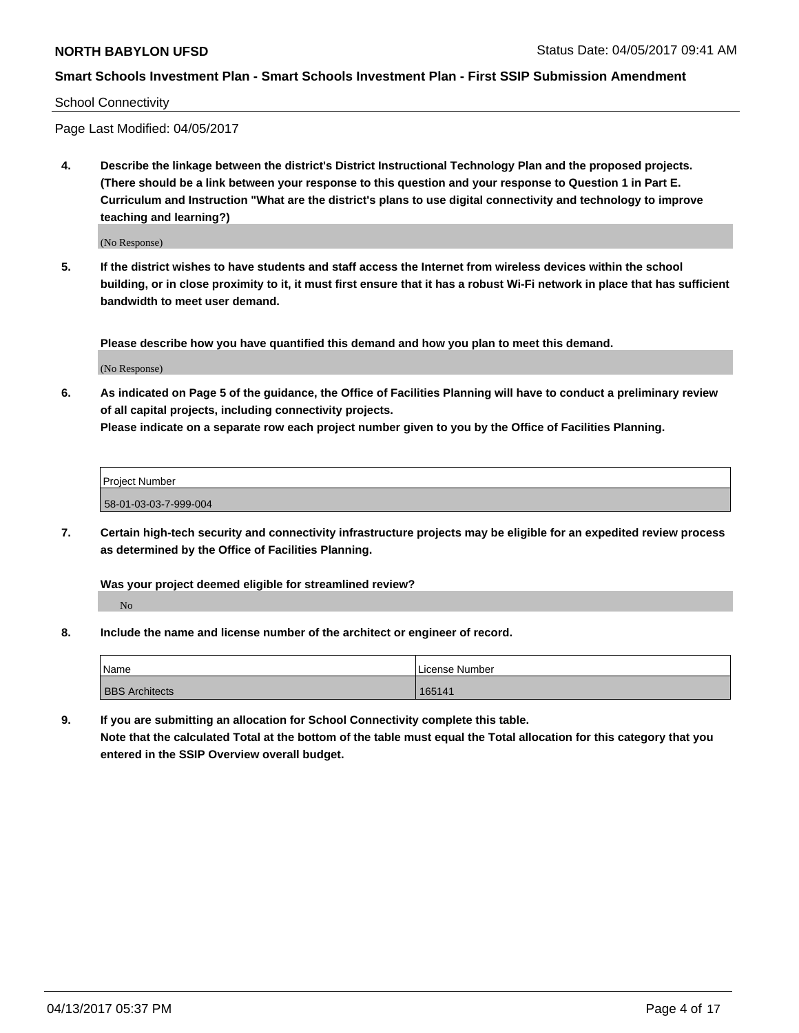School Connectivity

Page Last Modified: 04/05/2017

**4. Describe the linkage between the district's District Instructional Technology Plan and the proposed projects. (There should be a link between your response to this question and your response to Question 1 in Part E. Curriculum and Instruction "What are the district's plans to use digital connectivity and technology to improve teaching and learning?)**

(No Response)

**5. If the district wishes to have students and staff access the Internet from wireless devices within the school building, or in close proximity to it, it must first ensure that it has a robust Wi-Fi network in place that has sufficient bandwidth to meet user demand.**

**Please describe how you have quantified this demand and how you plan to meet this demand.**

(No Response)

**6. As indicated on Page 5 of the guidance, the Office of Facilities Planning will have to conduct a preliminary review of all capital projects, including connectivity projects.**
**Please indicate on a separate row each project number given to you by the Office of Facilities Planning.**

| Project Number |
| --- |
| 58-01-03-03-7-999-004 |

**7. Certain high-tech security and connectivity infrastructure projects may be eligible for an expedited review process as determined by the Office of Facilities Planning.**

**Was your project deemed eligible for streamlined review?**

No

**8. Include the name and license number of the architect or engineer of record.**

| Name | License Number |
| --- | --- |
| BBS Architects | 165141 |

**9. If you are submitting an allocation for School Connectivity complete this table.**
**Note that the calculated Total at the bottom of the table must equal the Total allocation for this category that you entered in the SSIP Overview overall budget.**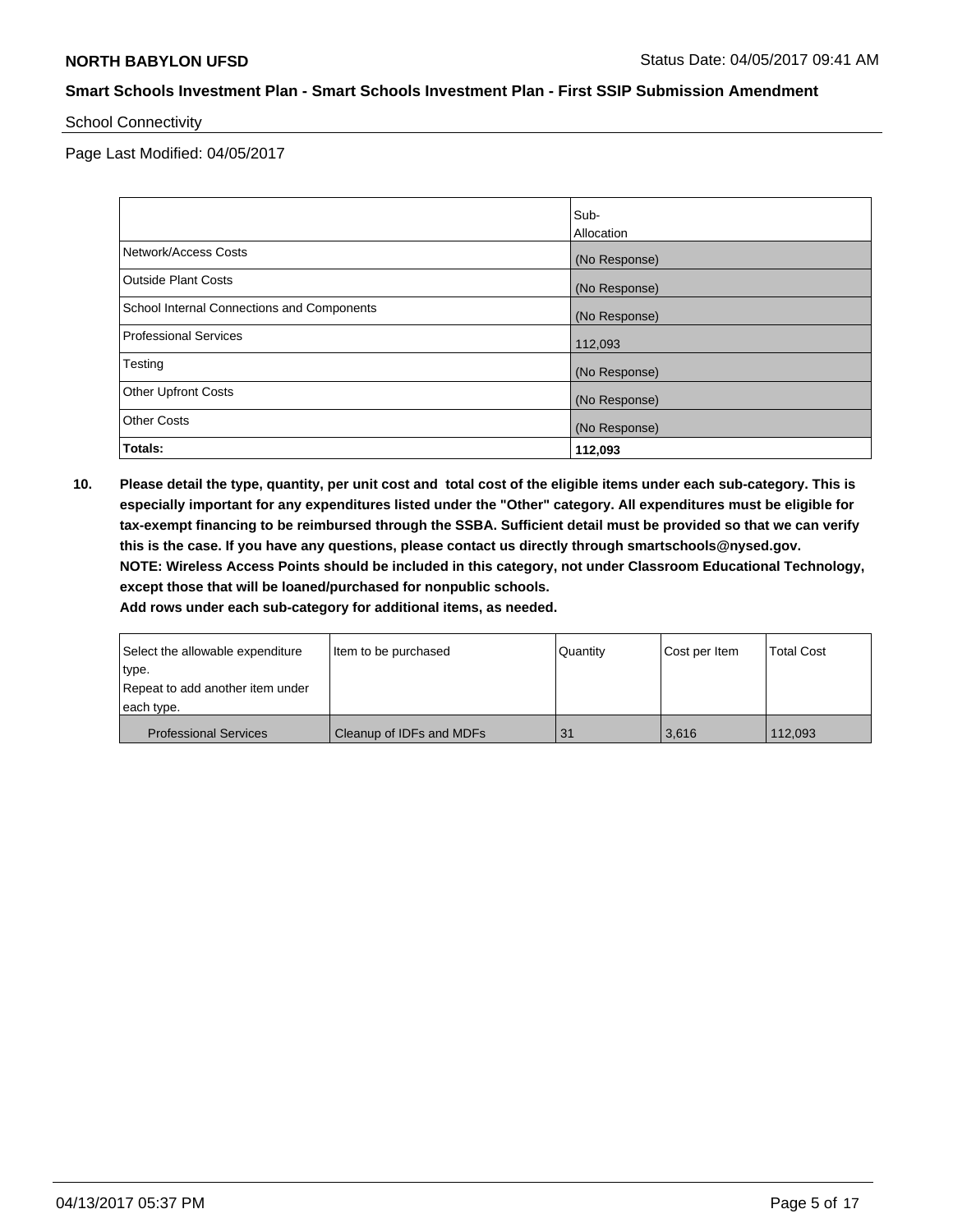School Connectivity

Page Last Modified: 04/05/2017

| | Sub-Allocation |
|---|---|
| Network/Access Costs | (No Response) |
| Outside Plant Costs | (No Response) |
| School Internal Connections and Components | (No Response) |
| Professional Services | 112,093 |
| Testing | (No Response) |
| Other Upfront Costs | (No Response) |
| Other Costs | (No Response) |
| **Totals:** | **112,093** |

**10. Please detail the type, quantity, per unit cost and total cost of the eligible items under each sub-category. This is especially important for any expenditures listed under the "Other" category. All expenditures must be eligible for tax-exempt financing to be reimbursed through the SSBA. Sufficient detail must be provided so that we can verify this is the case. If you have any questions, please contact us directly through smartschools@nysed.gov.**
**NOTE: Wireless Access Points should be included in this category, not under Classroom Educational Technology, except those that will be loaned/purchased for nonpublic schools.**
**Add rows under each sub-category for additional items, as needed.**

| Select the allowable expenditure type. Repeat to add another item under each type. | Item to be purchased | Quantity | Cost per Item | Total Cost |
|---|---|---|---|---|
| Professional Services | Cleanup of IDFs and MDFs | 31 | 3,616 | 112,093 |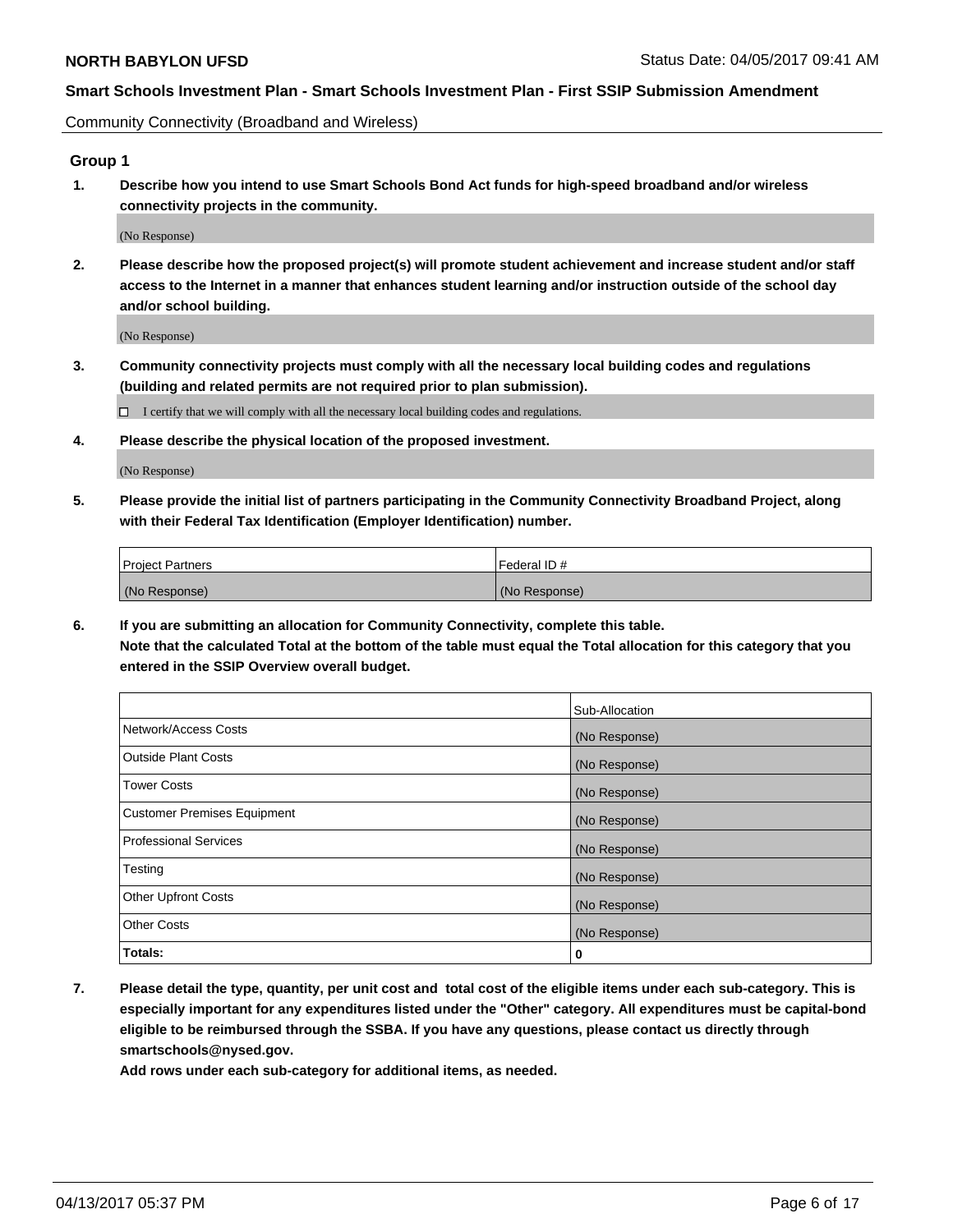Community Connectivity (Broadband and Wireless)

## Group 1

**1. Describe how you intend to use Smart Schools Bond Act funds for high-speed broadband and/or wireless connectivity projects in the community.**

(No Response)

**2. Please describe how the proposed project(s) will promote student achievement and increase student and/or staff access to the Internet in a manner that enhances student learning and/or instruction outside of the school day and/or school building.**

(No Response)

**3. Community connectivity projects must comply with all the necessary local building codes and regulations (building and related permits are not required prior to plan submission).**

☐ I certify that we will comply with all the necessary local building codes and regulations.

**4. Please describe the physical location of the proposed investment.**

(No Response)

**5. Please provide the initial list of partners participating in the Community Connectivity Broadband Project, along with their Federal Tax Identification (Employer Identification) number.**

| Project Partners | Federal ID # |
|---|---|
| (No Response) | (No Response) |

**6. If you are submitting an allocation for Community Connectivity, complete this table.**
**Note that the calculated Total at the bottom of the table must equal the Total allocation for this category that you entered in the SSIP Overview overall budget.**

| | Sub-Allocation |
|---|---|
| Network/Access Costs | (No Response) |
| Outside Plant Costs | (No Response) |
| Tower Costs | (No Response) |
| Customer Premises Equipment | (No Response) |
| Professional Services | (No Response) |
| Testing | (No Response) |
| Other Upfront Costs | (No Response) |
| Other Costs | (No Response) |
| **Totals:** | **0** |

**7. Please detail the type, quantity, per unit cost and total cost of the eligible items under each sub-category. This is especially important for any expenditures listed under the "Other" category. All expenditures must be capital-bond eligible to be reimbursed through the SSBA. If you have any questions, please contact us directly through smartschools@nysed.gov.**

**Add rows under each sub-category for additional items, as needed.**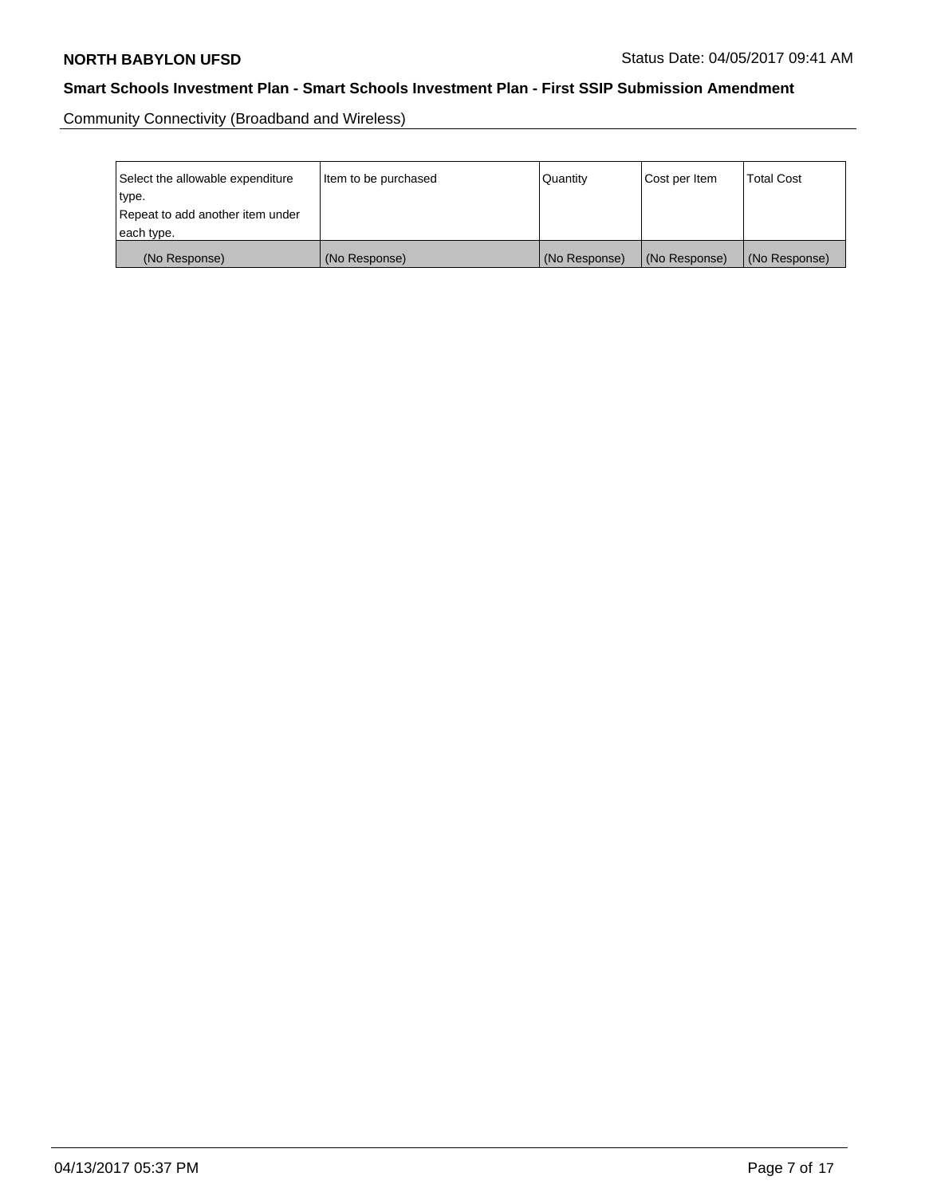Community Connectivity (Broadband and Wireless)

| Select the allowable expenditure type. Repeat to add another item under each type. | Item to be purchased | Quantity | Cost per Item | Total Cost |
|---|---|---|---|---|
| (No Response) | (No Response) | (No Response) | (No Response) | (No Response) |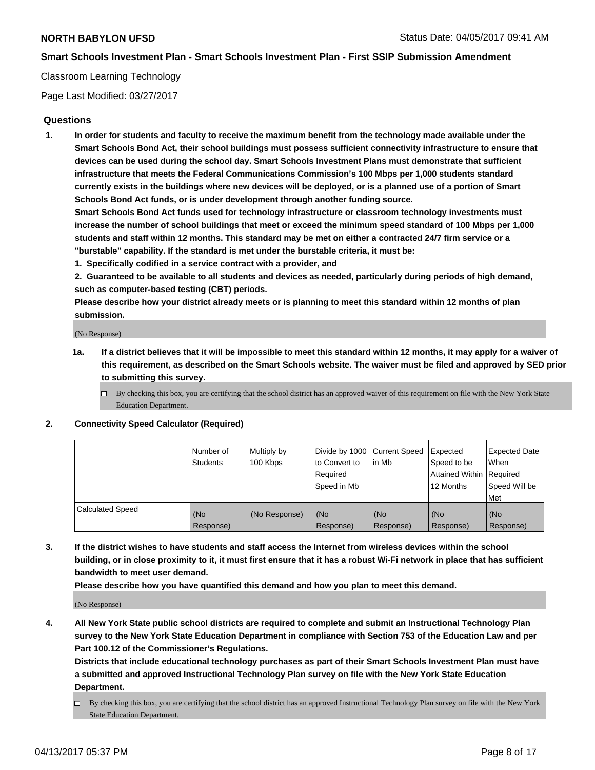Classroom Learning Technology

Page Last Modified: 03/27/2017

## Questions

1. **In order for students and faculty to receive the maximum benefit from the technology made available under the Smart Schools Bond Act, their school buildings must possess sufficient connectivity infrastructure to ensure that devices can be used during the school day. Smart Schools Investment Plans must demonstrate that sufficient infrastructure that meets the Federal Communications Commission's 100 Mbps per 1,000 students standard currently exists in the buildings where new devices will be deployed, or is a planned use of a portion of Smart Schools Bond Act funds, or is under development through another funding source.**
   **Smart Schools Bond Act funds used for technology infrastructure or classroom technology investments must increase the number of school buildings that meet or exceed the minimum speed standard of 100 Mbps per 1,000 students and staff within 12 months. This standard may be met on either a contracted 24/7 firm service or a "burstable" capability. If the standard is met under the burstable criteria, it must be:**
   **1. Specifically codified in a service contract with a provider, and**
   **2. Guaranteed to be available to all students and devices as needed, particularly during periods of high demand, such as computer-based testing (CBT) periods.**
   **Please describe how your district already meets or is planning to meet this standard within 12 months of plan submission.**

   (No Response)

   **1a. If a district believes that it will be impossible to meet this standard within 12 months, it may apply for a waiver of this requirement, as described on the Smart Schools website. The waiver must be filed and approved by SED prior to submitting this survey.**

   ☐ By checking this box, you are certifying that the school district has an approved waiver of this requirement on file with the New York State Education Department.

2. **Connectivity Speed Calculator (Required)**

| | Number of Students | Multiply by 100 Kbps | Divide by 1000 to Convert to Required Speed in Mb | Current Speed in Mb | Expected Speed to be Attained Within 12 Months | Expected Date When Required Speed Will be Met |
|---|---|---|---|---|---|---|
| Calculated Speed | (No Response) | (No Response) | (No Response) | (No Response) | (No Response) | (No Response) |

3. **If the district wishes to have students and staff access the Internet from wireless devices within the school building, or in close proximity to it, it must first ensure that it has a robust Wi-Fi network in place that has sufficient bandwidth to meet user demand.**
   **Please describe how you have quantified this demand and how you plan to meet this demand.**

   (No Response)

4. **All New York State public school districts are required to complete and submit an Instructional Technology Plan survey to the New York State Education Department in compliance with Section 753 of the Education Law and per Part 100.12 of the Commissioner's Regulations.**
   **Districts that include educational technology purchases as part of their Smart Schools Investment Plan must have a submitted and approved Instructional Technology Plan survey on file with the New York State Education Department.**

   ☐ By checking this box, you are certifying that the school district has an approved Instructional Technology Plan survey on file with the New York State Education Department.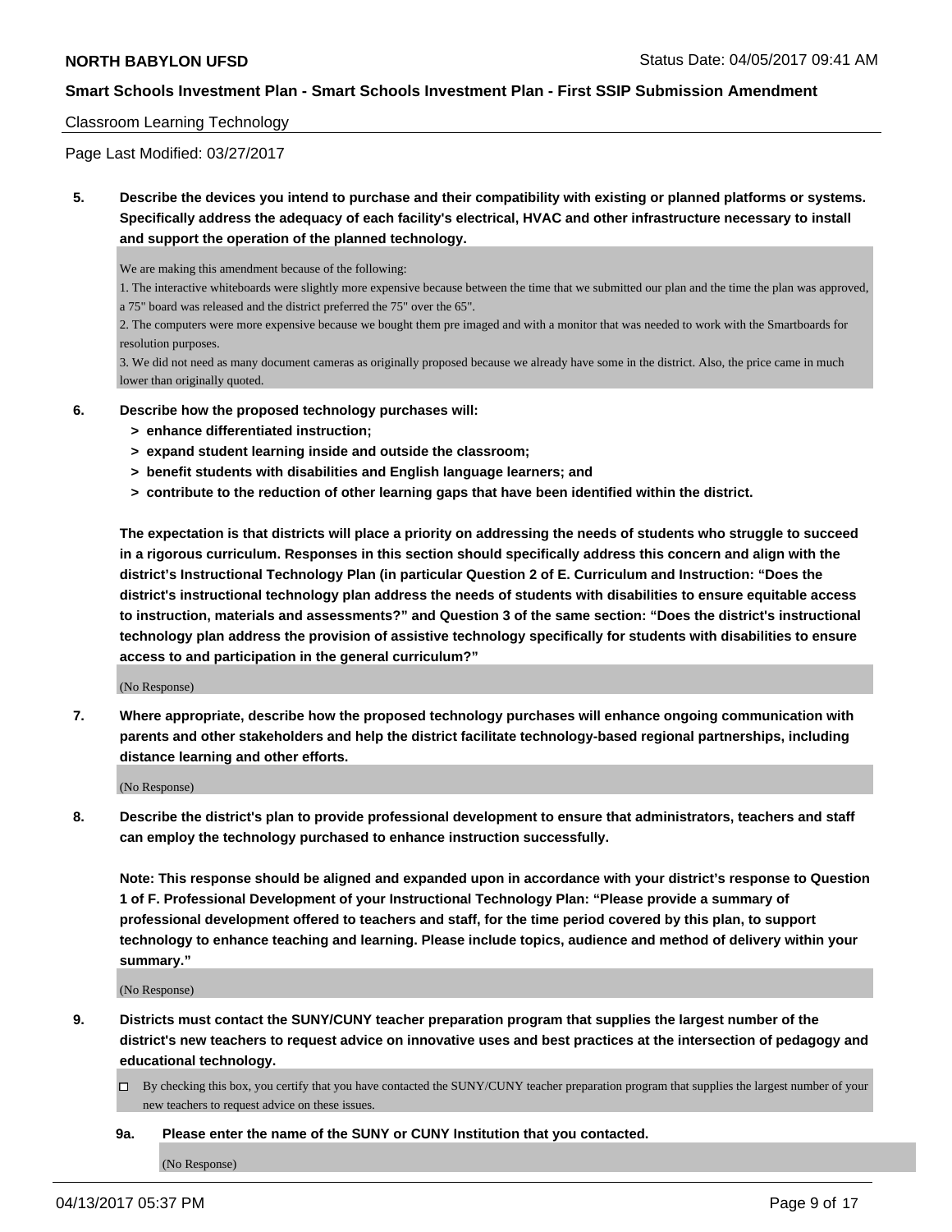Classroom Learning Technology

Page Last Modified: 03/27/2017

**5. Describe the devices you intend to purchase and their compatibility with existing or planned platforms or systems. Specifically address the adequacy of each facility's electrical, HVAC and other infrastructure necessary to install and support the operation of the planned technology.**

We are making this amendment because of the following:

1. The interactive whiteboards were slightly more expensive because between the time that we submitted our plan and the time the plan was approved, a 75" board was released and the district preferred the 75" over the 65".
2. The computers were more expensive because we bought them pre imaged and with a monitor that was needed to work with the Smartboards for resolution purposes.
3. We did not need as many document cameras as originally proposed because we already have some in the district. Also, the price came in much lower than originally quoted.

**6. Describe how the proposed technology purchases will:**
- **> enhance differentiated instruction;**
- **> expand student learning inside and outside the classroom;**
- **> benefit students with disabilities and English language learners; and**
- **> contribute to the reduction of other learning gaps that have been identified within the district.**

**The expectation is that districts will place a priority on addressing the needs of students who struggle to succeed in a rigorous curriculum. Responses in this section should specifically address this concern and align with the district's Instructional Technology Plan (in particular Question 2 of E. Curriculum and Instruction: "Does the district's instructional technology plan address the needs of students with disabilities to ensure equitable access to instruction, materials and assessments?" and Question 3 of the same section: "Does the district's instructional technology plan address the provision of assistive technology specifically for students with disabilities to ensure access to and participation in the general curriculum?"**

(No Response)

**7. Where appropriate, describe how the proposed technology purchases will enhance ongoing communication with parents and other stakeholders and help the district facilitate technology-based regional partnerships, including distance learning and other efforts.**

(No Response)

**8. Describe the district's plan to provide professional development to ensure that administrators, teachers and staff can employ the technology purchased to enhance instruction successfully.**

**Note: This response should be aligned and expanded upon in accordance with your district's response to Question 1 of F. Professional Development of your Instructional Technology Plan: "Please provide a summary of professional development offered to teachers and staff, for the time period covered by this plan, to support technology to enhance teaching and learning. Please include topics, audience and method of delivery within your summary."**

(No Response)

**9. Districts must contact the SUNY/CUNY teacher preparation program that supplies the largest number of the district's new teachers to request advice on innovative uses and best practices at the intersection of pedagogy and educational technology.**

☐ By checking this box, you certify that you have contacted the SUNY/CUNY teacher preparation program that supplies the largest number of your new teachers to request advice on these issues.

**9a. Please enter the name of the SUNY or CUNY Institution that you contacted.**

(No Response)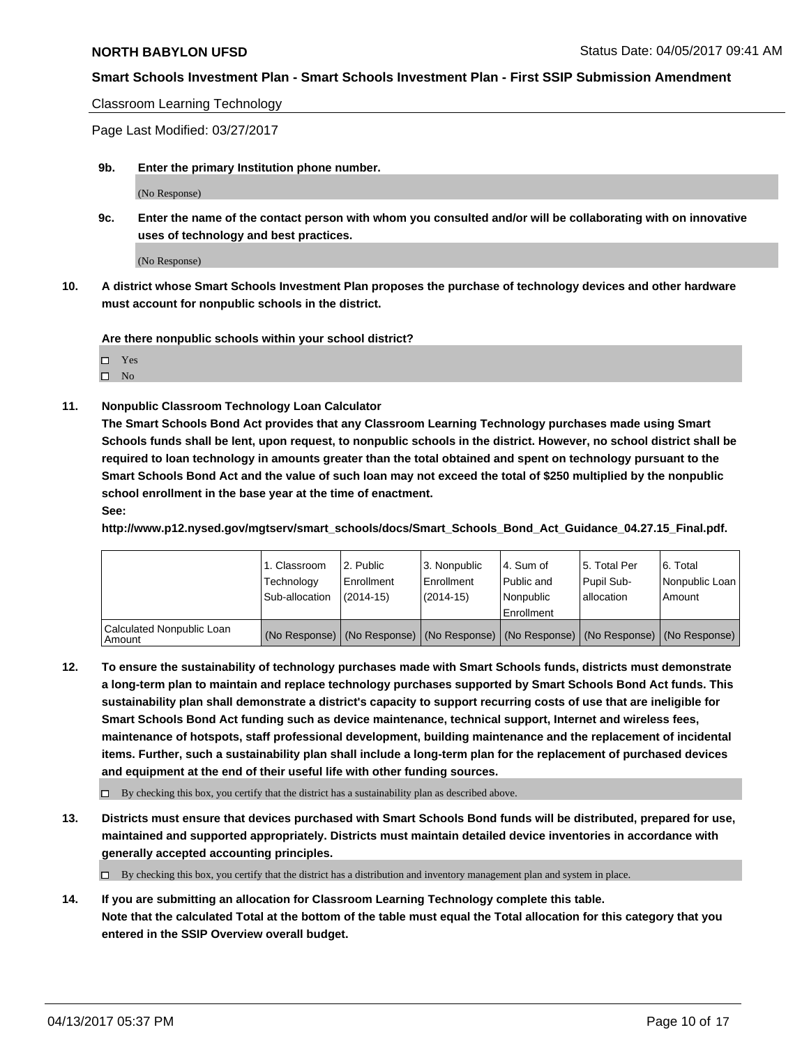Classroom Learning Technology

Page Last Modified: 03/27/2017

**9b. Enter the primary Institution phone number.**

(No Response)

**9c. Enter the name of the contact person with whom you consulted and/or will be collaborating with on innovative uses of technology and best practices.**

(No Response)

**10. A district whose Smart Schools Investment Plan proposes the purchase of technology devices and other hardware must account for nonpublic schools in the district.**

**Are there nonpublic schools within your school district?**

- ☐ Yes
- ☐ No

**11. Nonpublic Classroom Technology Loan Calculator**

**The Smart Schools Bond Act provides that any Classroom Learning Technology purchases made using Smart Schools funds shall be lent, upon request, to nonpublic schools in the district. However, no school district shall be required to loan technology in amounts greater than the total obtained and spent on technology pursuant to the Smart Schools Bond Act and the value of such loan may not exceed the total of $250 multiplied by the nonpublic school enrollment in the base year at the time of enactment.**

**See:**

**http://www.p12.nysed.gov/mgtserv/smart_schools/docs/Smart_Schools_Bond_Act_Guidance_04.27.15_Final.pdf.**

| | 1. Classroom Technology Sub-allocation | 2. Public Enrollment (2014-15) | 3. Nonpublic Enrollment (2014-15) | 4. Sum of Public and Nonpublic Enrollment | 5. Total Per Pupil Sub-allocation | 6. Total Nonpublic Loan Amount |
|---|---|---|---|---|---|---|
| Calculated Nonpublic Loan Amount | (No Response) | (No Response) | (No Response) | (No Response) | (No Response) | (No Response) |

**12. To ensure the sustainability of technology purchases made with Smart Schools funds, districts must demonstrate a long-term plan to maintain and replace technology purchases supported by Smart Schools Bond Act funds. This sustainability plan shall demonstrate a district's capacity to support recurring costs of use that are ineligible for Smart Schools Bond Act funding such as device maintenance, technical support, Internet and wireless fees, maintenance of hotspots, staff professional development, building maintenance and the replacement of incidental items. Further, such a sustainability plan shall include a long-term plan for the replacement of purchased devices and equipment at the end of their useful life with other funding sources.**

☐ By checking this box, you certify that the district has a sustainability plan as described above.

**13. Districts must ensure that devices purchased with Smart Schools Bond funds will be distributed, prepared for use, maintained and supported appropriately. Districts must maintain detailed device inventories in accordance with generally accepted accounting principles.**

☐ By checking this box, you certify that the district has a distribution and inventory management plan and system in place.

**14. If you are submitting an allocation for Classroom Learning Technology complete this table. Note that the calculated Total at the bottom of the table must equal the Total allocation for this category that you entered in the SSIP Overview overall budget.**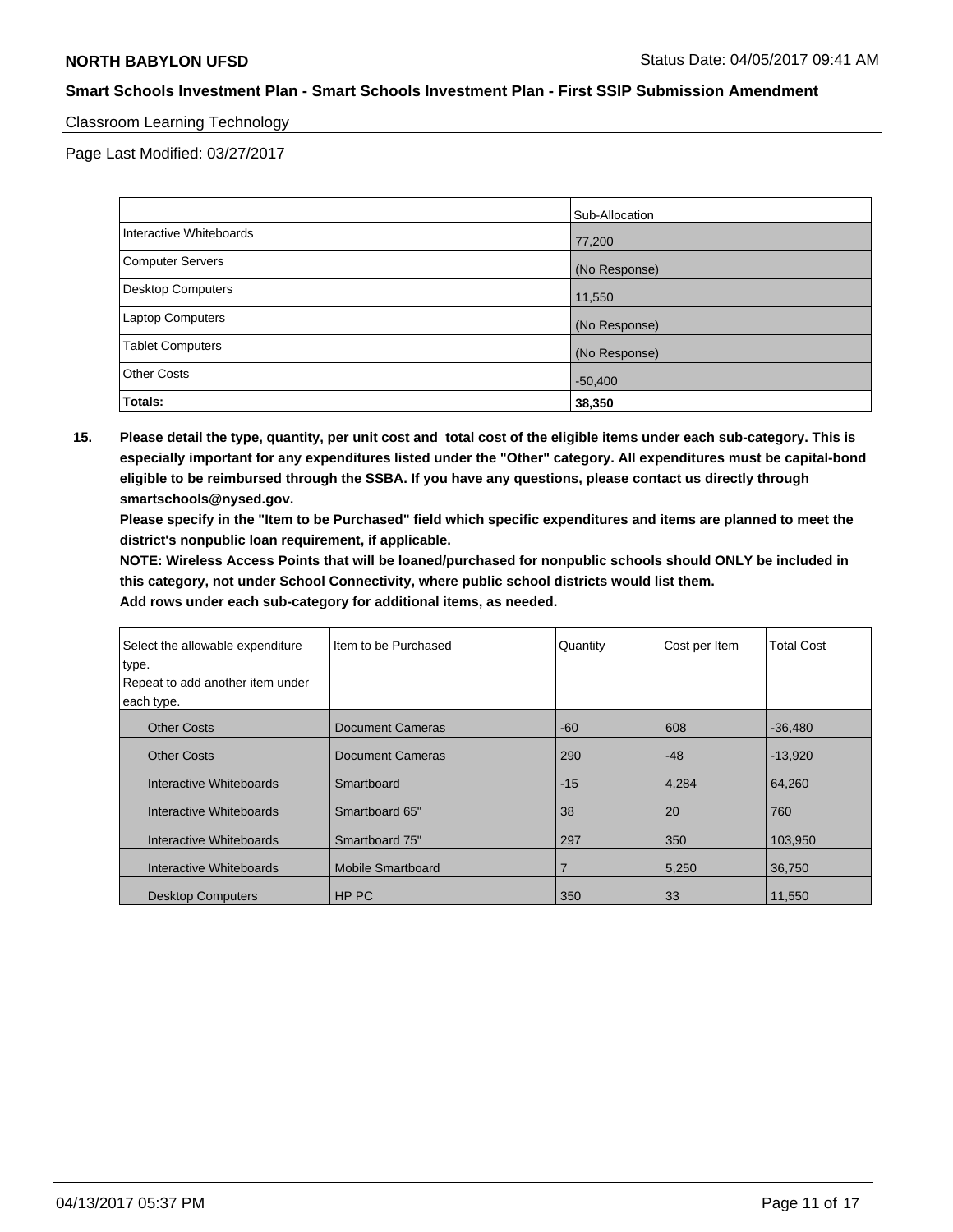**NORTH BABYLON UFSD** Status Date: 04/05/2017 09:41 AM

**Smart Schools Investment Plan - Smart Schools Investment Plan - First SSIP Submission Amendment**

Classroom Learning Technology

Page Last Modified: 03/27/2017

| | Sub-Allocation |
|---|---|
| Interactive Whiteboards | 77,200 |
| Computer Servers | (No Response) |
| Desktop Computers | 11,550 |
| Laptop Computers | (No Response) |
| Tablet Computers | (No Response) |
| Other Costs | -50,400 |
| **Totals:** | **38,350** |

**15. Please detail the type, quantity, per unit cost and total cost of the eligible items under each sub-category. This is especially important for any expenditures listed under the "Other" category. All expenditures must be capital-bond eligible to be reimbursed through the SSBA. If you have any questions, please contact us directly through smartschools@nysed.gov.**

**Please specify in the "Item to be Purchased" field which specific expenditures and items are planned to meet the district's nonpublic loan requirement, if applicable.**

**NOTE: Wireless Access Points that will be loaned/purchased for nonpublic schools should ONLY be included in this category, not under School Connectivity, where public school districts would list them.**

**Add rows under each sub-category for additional items, as needed.**

| Select the allowable expenditure type. Repeat to add another item under each type. | Item to be Purchased | Quantity | Cost per Item | Total Cost |
|---|---|---|---|---|
| Other Costs | Document Cameras | -60 | 608 | -36,480 |
| Other Costs | Document Cameras | 290 | -48 | -13,920 |
| Interactive Whiteboards | Smartboard | -15 | 4,284 | 64,260 |
| Interactive Whiteboards | Smartboard 65" | 38 | 20 | 760 |
| Interactive Whiteboards | Smartboard 75" | 297 | 350 | 103,950 |
| Interactive Whiteboards | Mobile Smartboard | 7 | 5,250 | 36,750 |
| Desktop Computers | HP PC | 350 | 33 | 11,550 |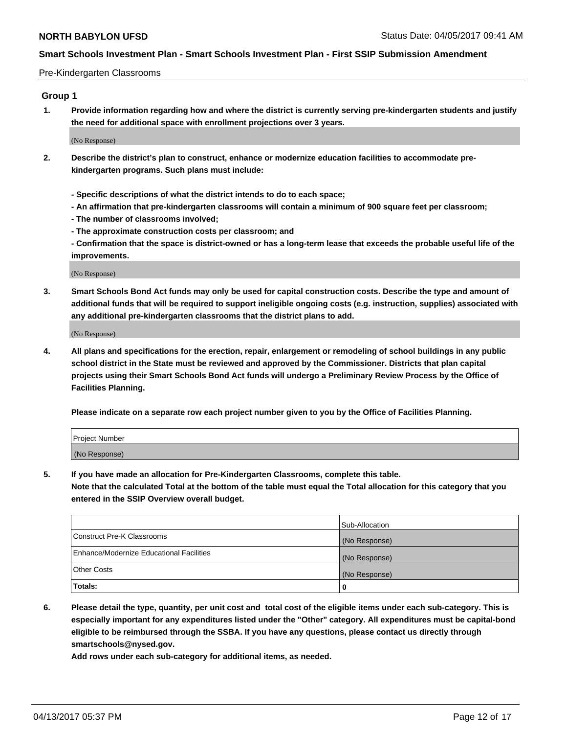Pre-Kindergarten Classrooms

## Group 1

**1. Provide information regarding how and where the district is currently serving pre-kindergarten students and justify the need for additional space with enrollment projections over 3 years.**

(No Response)

**2. Describe the district's plan to construct, enhance or modernize education facilities to accommodate pre-kindergarten programs. Such plans must include:**

**- Specific descriptions of what the district intends to do to each space;**

**- An affirmation that pre-kindergarten classrooms will contain a minimum of 900 square feet per classroom;**

**- The number of classrooms involved;**

**- The approximate construction costs per classroom; and**

**- Confirmation that the space is district-owned or has a long-term lease that exceeds the probable useful life of the improvements.**

(No Response)

**3. Smart Schools Bond Act funds may only be used for capital construction costs. Describe the type and amount of additional funds that will be required to support ineligible ongoing costs (e.g. instruction, supplies) associated with any additional pre-kindergarten classrooms that the district plans to add.**

(No Response)

**4. All plans and specifications for the erection, repair, enlargement or remodeling of school buildings in any public school district in the State must be reviewed and approved by the Commissioner. Districts that plan capital projects using their Smart Schools Bond Act funds will undergo a Preliminary Review Process by the Office of Facilities Planning.**

**Please indicate on a separate row each project number given to you by the Office of Facilities Planning.**

| Project Number |
|---|
| (No Response) |

**5. If you have made an allocation for Pre-Kindergarten Classrooms, complete this table.**
**Note that the calculated Total at the bottom of the table must equal the Total allocation for this category that you entered in the SSIP Overview overall budget.**

| | Sub-Allocation |
|---|---|
| Construct Pre-K Classrooms | (No Response) |
| Enhance/Modernize Educational Facilities | (No Response) |
| Other Costs | (No Response) |
| **Totals:** | **0** |

**6. Please detail the type, quantity, per unit cost and total cost of the eligible items under each sub-category. This is especially important for any expenditures listed under the "Other" category. All expenditures must be capital-bond eligible to be reimbursed through the SSBA. If you have any questions, please contact us directly through smartschools@nysed.gov.**
**Add rows under each sub-category for additional items, as needed.**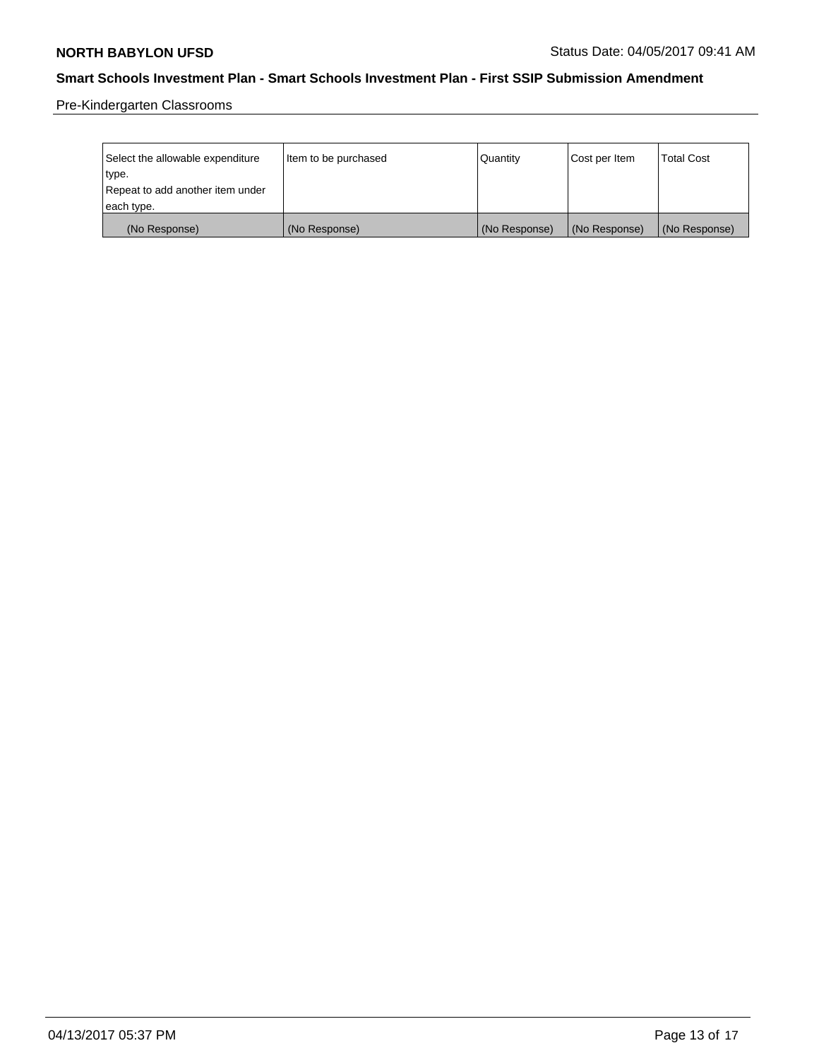Pre-Kindergarten Classrooms

| Select the allowable expenditure type. Repeat to add another item under each type. | Item to be purchased | Quantity | Cost per Item | Total Cost |
|---|---|---|---|---|
| (No Response) | (No Response) | (No Response) | (No Response) | (No Response) |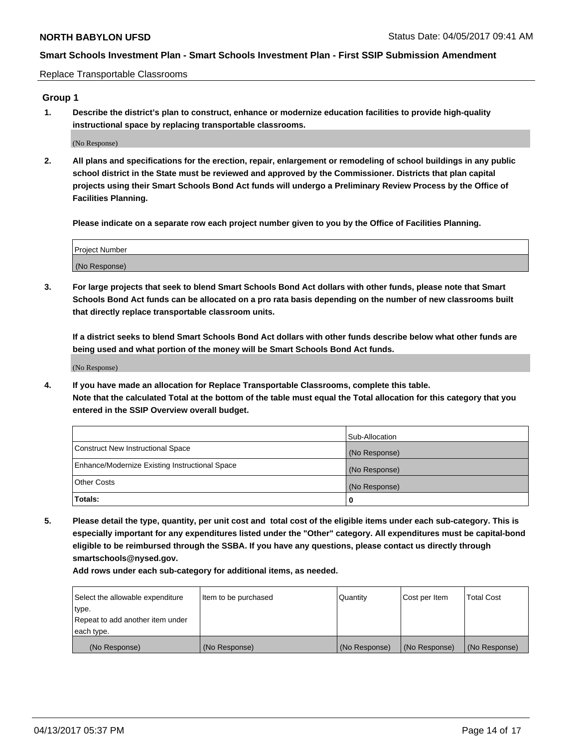Replace Transportable Classrooms

## Group 1

**1. Describe the district's plan to construct, enhance or modernize education facilities to provide high-quality instructional space by replacing transportable classrooms.**

(No Response)

**2. All plans and specifications for the erection, repair, enlargement or remodeling of school buildings in any public school district in the State must be reviewed and approved by the Commissioner. Districts that plan capital projects using their Smart Schools Bond Act funds will undergo a Preliminary Review Process by the Office of Facilities Planning.**

**Please indicate on a separate row each project number given to you by the Office of Facilities Planning.**

| Project Number |
|---|
| (No Response) |

**3. For large projects that seek to blend Smart Schools Bond Act dollars with other funds, please note that Smart Schools Bond Act funds can be allocated on a pro rata basis depending on the number of new classrooms built that directly replace transportable classroom units.**

**If a district seeks to blend Smart Schools Bond Act dollars with other funds describe below what other funds are being used and what portion of the money will be Smart Schools Bond Act funds.**

(No Response)

**4. If you have made an allocation for Replace Transportable Classrooms, complete this table. Note that the calculated Total at the bottom of the table must equal the Total allocation for this category that you entered in the SSIP Overview overall budget.**

| | Sub-Allocation |
|---|---|
| Construct New Instructional Space | (No Response) |
| Enhance/Modernize Existing Instructional Space | (No Response) |
| Other Costs | (No Response) |
| **Totals:** | **0** |

**5. Please detail the type, quantity, per unit cost and total cost of the eligible items under each sub-category. This is especially important for any expenditures listed under the "Other" category. All expenditures must be capital-bond eligible to be reimbursed through the SSBA. If you have any questions, please contact us directly through smartschools@nysed.gov.**

**Add rows under each sub-category for additional items, as needed.**

| Select the allowable expenditure type. Repeat to add another item under each type. | Item to be purchased | Quantity | Cost per Item | Total Cost |
|---|---|---|---|---|
| (No Response) | (No Response) | (No Response) | (No Response) | (No Response) |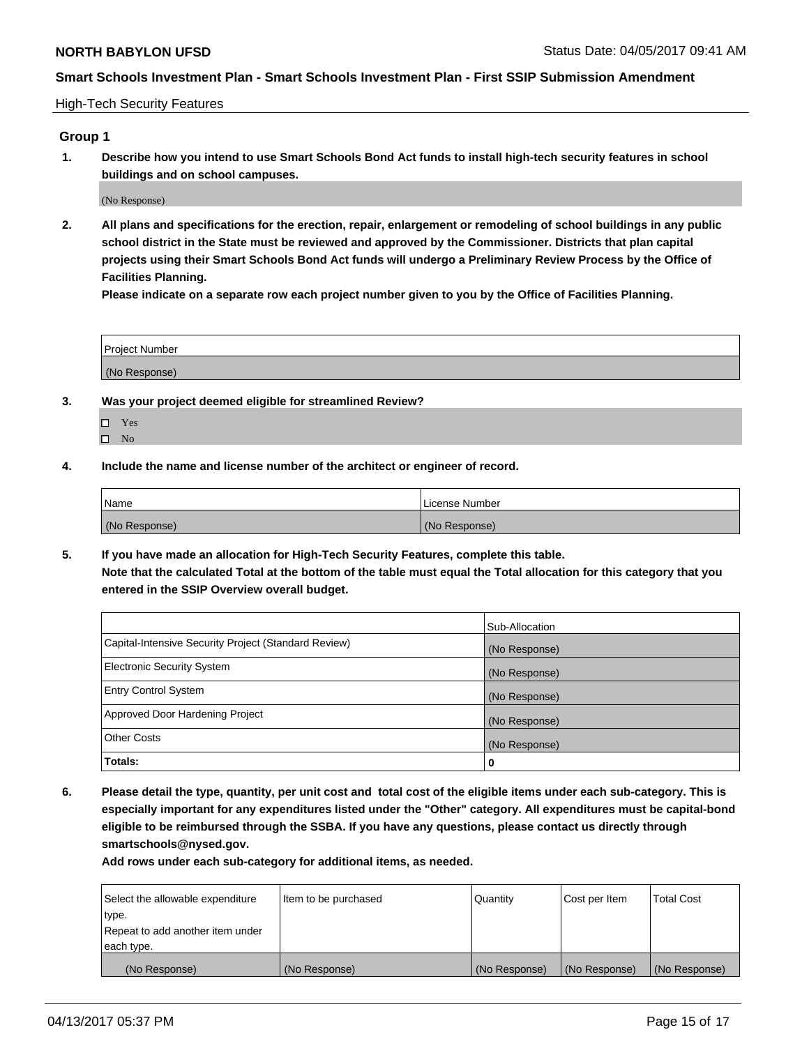High-Tech Security Features

## Group 1

**1. Describe how you intend to use Smart Schools Bond Act funds to install high-tech security features in school buildings and on school campuses.**

(No Response)

**2. All plans and specifications for the erection, repair, enlargement or remodeling of school buildings in any public school district in the State must be reviewed and approved by the Commissioner. Districts that plan capital projects using their Smart Schools Bond Act funds will undergo a Preliminary Review Process by the Office of Facilities Planning.**

**Please indicate on a separate row each project number given to you by the Office of Facilities Planning.**

| Project Number |
| --- |
| (No Response) |

**3. Was your project deemed eligible for streamlined Review?**

- ☐ Yes
- ☐ No

**4. Include the name and license number of the architect or engineer of record.**

| Name | License Number |
| --- | --- |
| (No Response) | (No Response) |

**5. If you have made an allocation for High-Tech Security Features, complete this table.**
**Note that the calculated Total at the bottom of the table must equal the Total allocation for this category that you entered in the SSIP Overview overall budget.**

| | Sub-Allocation |
| --- | --- |
| Capital-Intensive Security Project (Standard Review) | (No Response) |
| Electronic Security System | (No Response) |
| Entry Control System | (No Response) |
| Approved Door Hardening Project | (No Response) |
| Other Costs | (No Response) |
| **Totals:** | **0** |

**6. Please detail the type, quantity, per unit cost and total cost of the eligible items under each sub-category. This is especially important for any expenditures listed under the "Other" category. All expenditures must be capital-bond eligible to be reimbursed through the SSBA. If you have any questions, please contact us directly through smartschools@nysed.gov.**

**Add rows under each sub-category for additional items, as needed.**

| Select the allowable expenditure type. Repeat to add another item under each type. | Item to be purchased | Quantity | Cost per Item | Total Cost |
| --- | --- | --- | --- | --- |
| (No Response) | (No Response) | (No Response) | (No Response) | (No Response) |